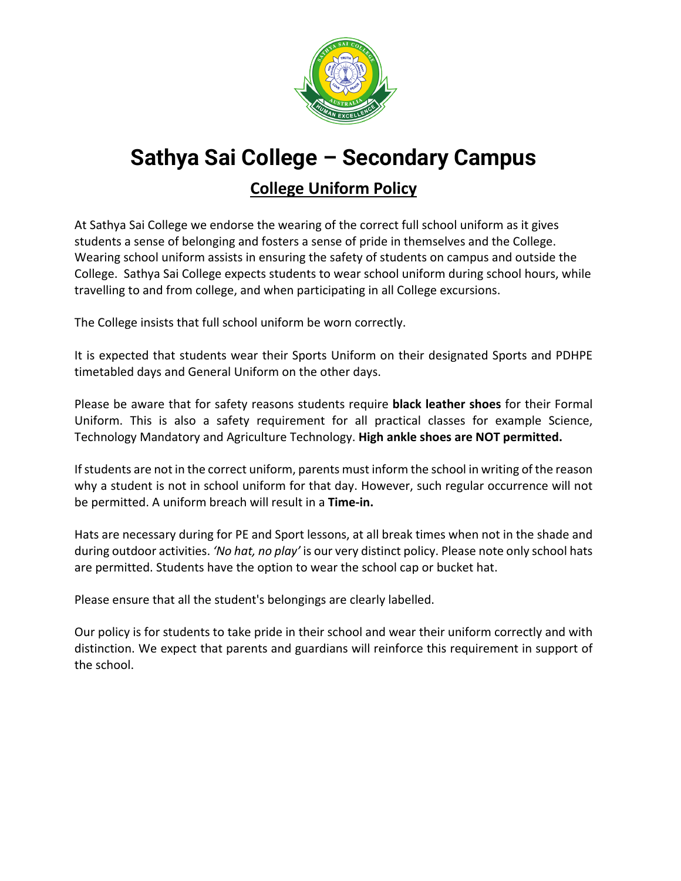# Sathya Sai College – Secondary Campus

## College Uniform Policy

At Sathya Sai College we endorse the wearing of the correct full school uniform as it gives students a sense of belonging and fosters a sense of pride in themselves and the College. Wearing school uniform assists in ensuring the safety of students on campus and outside the College. Sathya Sai College expects students to wear school uniform during school hours, while travelling to and from college, and when participating in all College excursions.

The College insists that full school uniform be worn correctly.

It is expected that students wear their Sports Uniform on their designated Sports and PDHPE timetabled days and General Uniform on the other days.

Please be aware that for safety reasons students require **black leather shoes** for their Formal Uniform. This is also a safety requirement for all practical classes for example Science, Technology Mandatory and Agriculture Technology. **High ankle shoes are NOT permitted.**

If students are not in the correct uniform, parents must inform the school in writing of the reason why a student is not in school uniform for that day. However, such regular occurrence will not be permitted. A uniform breach will result in a **Time-in.**

Hats are necessary during for PE and Sport lessons, at all break times when not in the shade and during outdoor activities. *'No hat, no play'* is our very distinct policy. Please note only school hats are permitted. Students have the option to wear the school cap or bucket hat.

Please ensure that all the student's belongings are clearly labelled.

Our policy is for students to take pride in their school and wear their uniform correctly and with distinction. We expect that parents and guardians will reinforce this requirement in support of the school.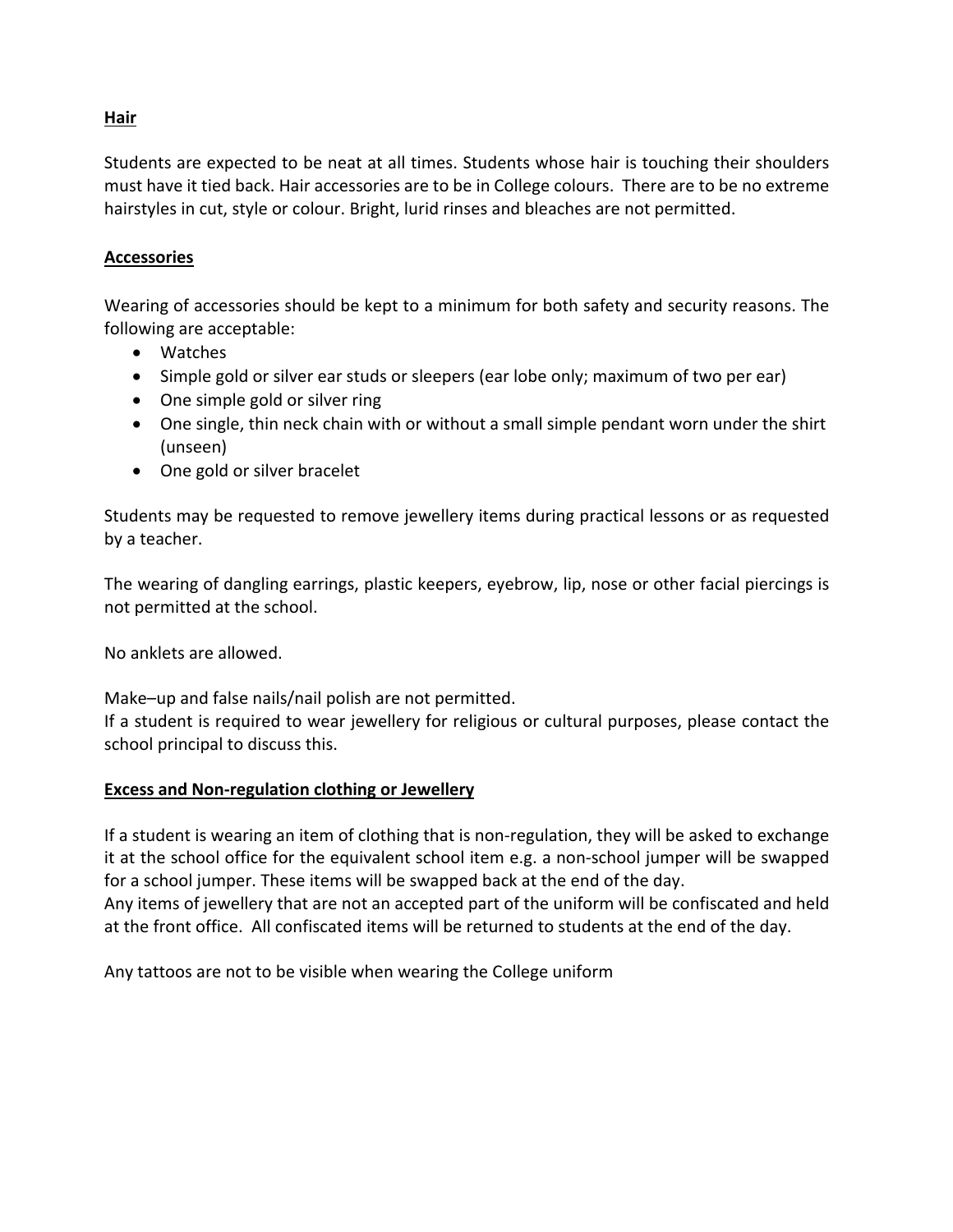**Hair**

Students are expected to be neat at all times. Students whose hair is touching their shoulders must have it tied back. Hair accessories are to be in College colours. There are to be no extreme hairstyles in cut, style or colour. Bright, lurid rinses and bleaches are not permitted.

**Accessories**

Wearing of accessories should be kept to a minimum for both safety and security reasons. The following are acceptable:

- Watches
- Simple gold or silver ear studs or sleepers (ear lobe only; maximum of two per ear)
- One simple gold or silver ring
- One single, thin neck chain with or without a small simple pendant worn under the shirt (unseen)
- One gold or silver bracelet

Students may be requested to remove jewellery items during practical lessons or as requested by a teacher.

The wearing of dangling earrings, plastic keepers, eyebrow, lip, nose or other facial piercings is not permitted at the school.

No anklets are allowed.

Make–up and false nails/nail polish are not permitted.
If a student is required to wear jewellery for religious or cultural purposes, please contact the school principal to discuss this.

**Excess and Non-regulation clothing or Jewellery**

If a student is wearing an item of clothing that is non-regulation, they will be asked to exchange it at the school office for the equivalent school item e.g. a non-school jumper will be swapped for a school jumper. These items will be swapped back at the end of the day.
Any items of jewellery that are not an accepted part of the uniform will be confiscated and held at the front office. All confiscated items will be returned to students at the end of the day.

Any tattoos are not to be visible when wearing the College uniform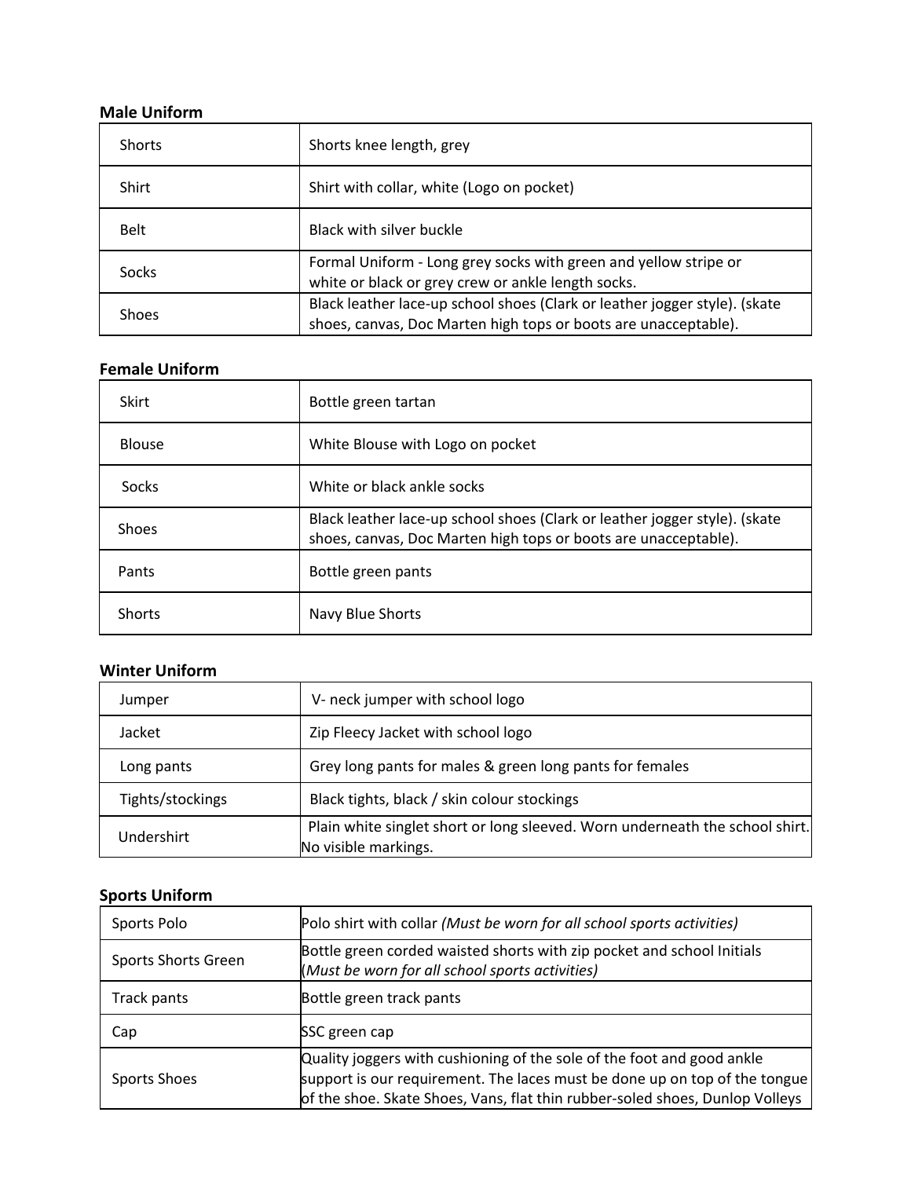**Male Uniform**

| | |
|---|---|
| Shorts | Shorts knee length, grey |
| Shirt | Shirt with collar, white (Logo on pocket) |
| Belt | Black with silver buckle |
| Socks | Formal Uniform - Long grey socks with green and yellow stripe or white or black or grey crew or ankle length socks. |
| Shoes | Black leather lace-up school shoes (Clark or leather jogger style). (skate shoes, canvas, Doc Marten high tops or boots are unacceptable). |

**Female Uniform**

| | |
|---|---|
| Skirt | Bottle green tartan |
| Blouse | White Blouse with Logo on pocket |
| Socks | White or black ankle socks |
| Shoes | Black leather lace-up school shoes (Clark or leather jogger style). (skate shoes, canvas, Doc Marten high tops or boots are unacceptable). |
| Pants | Bottle green pants |
| Shorts | Navy Blue Shorts |

**Winter Uniform**

| | |
|---|---|
| Jumper | V- neck jumper with school logo |
| Jacket | Zip Fleecy Jacket with school logo |
| Long pants | Grey long pants for males & green long pants for females |
| Tights/stockings | Black tights, black / skin colour stockings |
| Undershirt | Plain white singlet short or long sleeved. Worn underneath the school shirt. No visible markings. |

**Sports Uniform**

| | |
|---|---|
| Sports Polo | Polo shirt with collar *(Must be worn for all school sports activities)* |
| Sports Shorts Green | Bottle green corded waisted shorts with zip pocket and school Initials *(Must be worn for all school sports activities)* |
| Track pants | Bottle green track pants |
| Cap | SSC green cap |
| Sports Shoes | Quality joggers with cushioning of the sole of the foot and good ankle support is our requirement. The laces must be done up on top of the tongue of the shoe. Skate Shoes, Vans, flat thin rubber-soled shoes, Dunlop Volleys |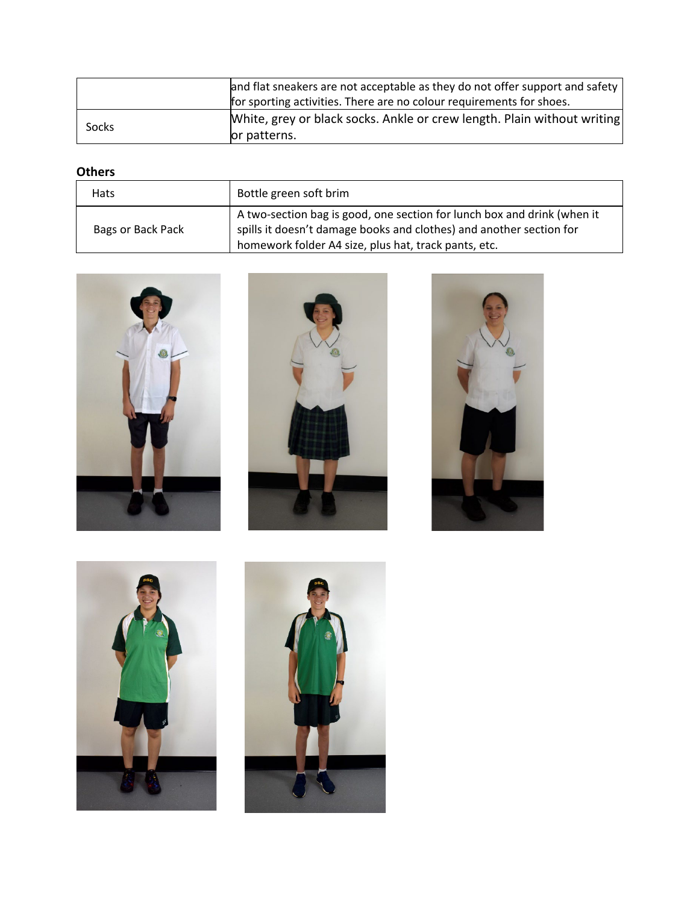|  |  |
| --- | --- |
|  | and flat sneakers are not acceptable as they do not offer support and safety for sporting activities. There are no colour requirements for shoes. |
| Socks | White, grey or black socks. Ankle or crew length. Plain without writing or patterns. |

**Others**

|  |  |
| --- | --- |
| Hats | Bottle green soft brim |
| Bags or Back Pack | A two-section bag is good, one section for lunch box and drink (when it spills it doesn't damage books and clothes) and another section for homework folder A4 size, plus hat, track pants, etc. |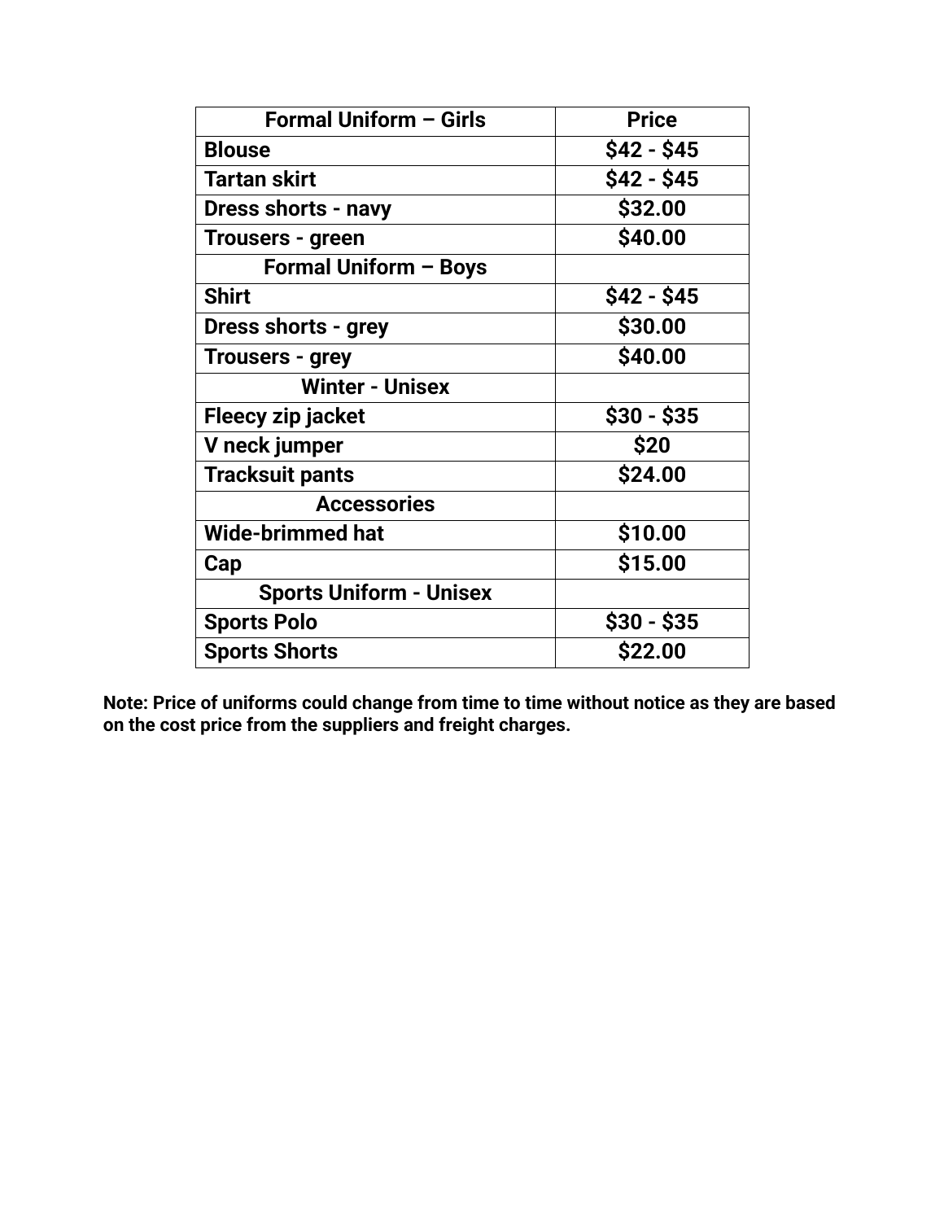| **Formal Uniform – Girls** | **Price** |
|---|---|
| **Blouse** | **$42 - $45** |
| **Tartan skirt** | **$42 - $45** |
| **Dress shorts - navy** | **$32.00** |
| **Trousers - green** | **$40.00** |
| **Formal Uniform – Boys** | |
| **Shirt** | **$42 - $45** |
| **Dress shorts - grey** | **$30.00** |
| **Trousers - grey** | **$40.00** |
| **Winter - Unisex** | |
| **Fleecy zip jacket** | **$30 - $35** |
| **V neck jumper** | **$20** |
| **Tracksuit pants** | **$24.00** |
| **Accessories** | |
| **Wide-brimmed hat** | **$10.00** |
| **Cap** | **$15.00** |
| **Sports Uniform - Unisex** | |
| **Sports Polo** | **$30 - $35** |
| **Sports Shorts** | **$22.00** |

**Note: Price of uniforms could change from time to time without notice as they are based on the cost price from the suppliers and freight charges.**